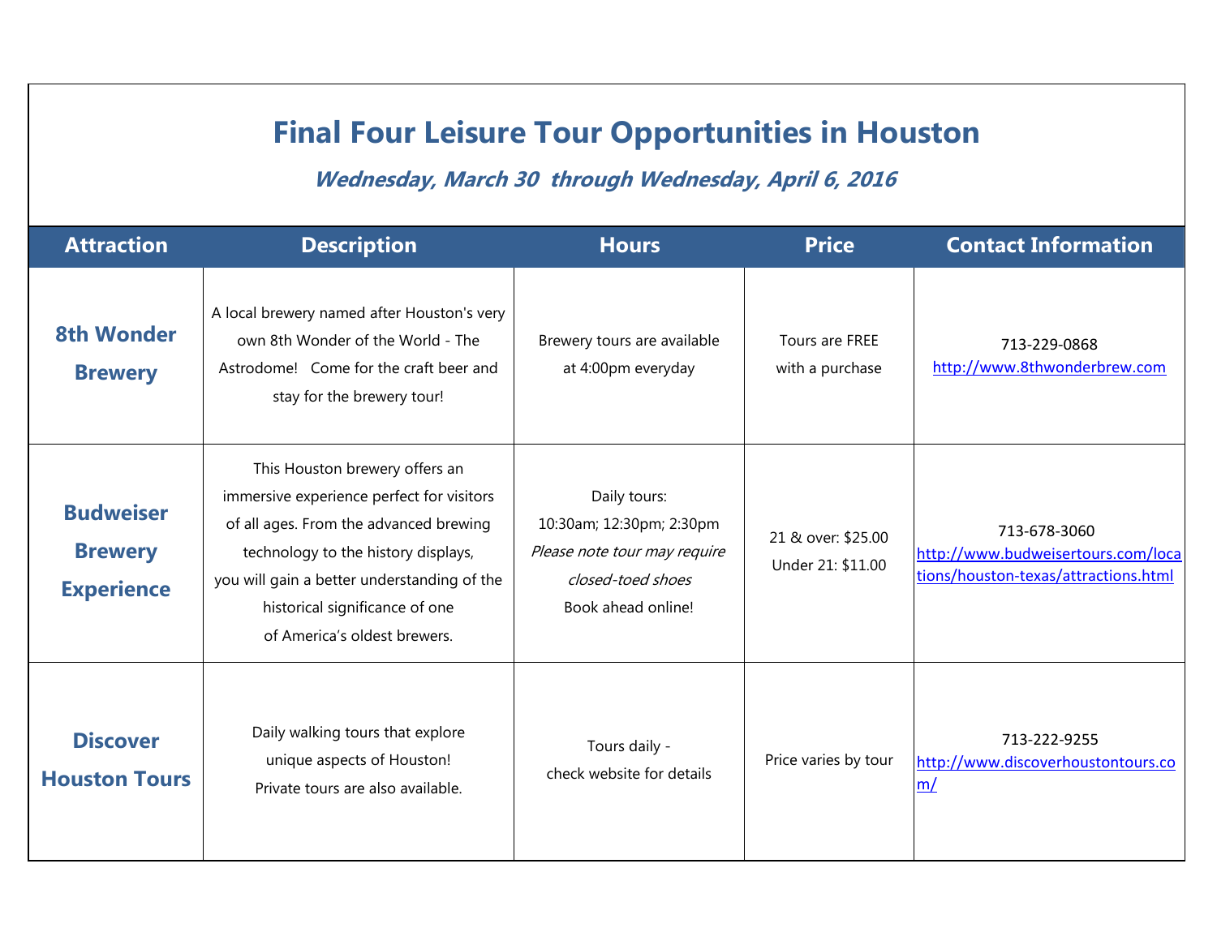# Final Four Leisure Tour Opportunities in Houston

***Wednesday, March 30 through Wednesday, April 6, 2016***

| Attraction | Description | Hours | Price | Contact Information |
|---|---|---|---|---|
| **8th Wonder Brewery** | A local brewery named after Houston's very own 8th Wonder of the World - The Astrodome! Come for the craft beer and stay for the brewery tour! | Brewery tours are available at 4:00pm everyday | Tours are FREE with a purchase | 713-229-0868 http://www.8thwonderbrew.com |
| **Budweiser Brewery Experience** | This Houston brewery offers an immersive experience perfect for visitors of all ages. From the advanced brewing technology to the history displays, you will gain a better understanding of the historical significance of one of America's oldest brewers. | Daily tours: 10:30am; 12:30pm; 2:30pm *Please note tour may require closed-toed shoes* Book ahead online! | 21 & over: $25.00 Under 21: $11.00 | 713-678-3060 http://www.budweisertours.com/locations/houston-texas/attractions.html |
| **Discover Houston Tours** | Daily walking tours that explore unique aspects of Houston! Private tours are also available. | Tours daily - check website for details | Price varies by tour | 713-222-9255 http://www.discoverhoustontours.com/ |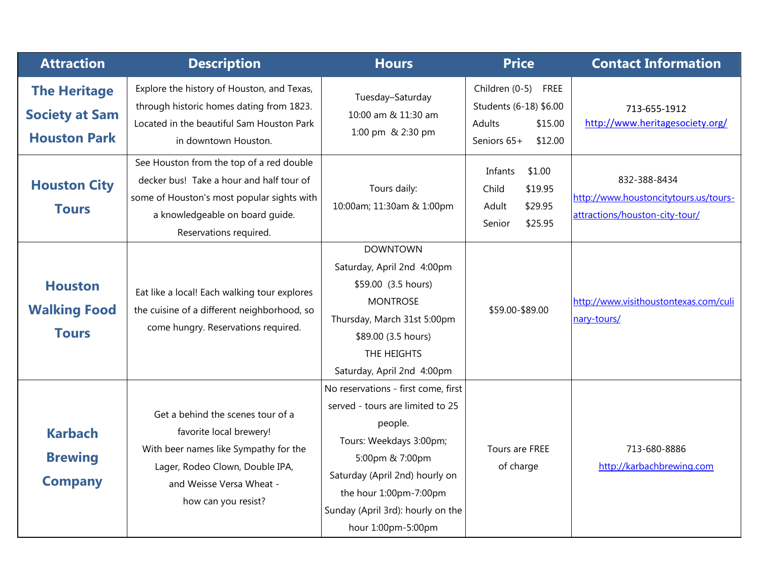| Attraction | Description | Hours | Price | Contact Information |
|---|---|---|---|---|
| **The Heritage Society at Sam Houston Park** | Explore the history of Houston, and Texas, through historic homes dating from 1823. Located in the beautiful Sam Houston Park in downtown Houston. | Tuesday–Saturday<br>10:00 am & 11:30 am<br>1:00 pm & 2:30 pm | Children (0-5) FREE<br>Students (6-18) $6.00<br>Adults $15.00<br>Seniors 65+ $12.00 | 713-655-1912<br>http://www.heritagesociety.org/ |
| **Houston City Tours** | See Houston from the top of a red double decker bus! Take a hour and half tour of some of Houston's most popular sights with a knowledgeable on board guide. Reservations required. | Tours daily:<br>10:00am; 11:30am & 1:00pm | Infants $1.00<br>Child $19.95<br>Adult $29.95<br>Senior $25.95 | 832-388-8434<br>http://www.houstoncitytours.us/tours-attractions/houston-city-tour/ |
| **Houston Walking Food Tours** | Eat like a local! Each walking tour explores the cuisine of a different neighborhood, so come hungry. Reservations required. | DOWNTOWN<br>Saturday, April 2nd 4:00pm<br>$59.00 (3.5 hours)<br>MONTROSE<br>Thursday, March 31st 5:00pm<br>$89.00 (3.5 hours)<br>THE HEIGHTS<br>Saturday, April 2nd 4:00pm | $59.00-$89.00 | http://www.visithoustontexas.com/culinary-tours/ |
| **Karbach Brewing Company** | Get a behind the scenes tour of a favorite local brewery!<br>With beer names like Sympathy for the Lager, Rodeo Clown, Double IPA, and Weisse Versa Wheat - how can you resist? | No reservations - first come, first served - tours are limited to 25 people.<br>Tours: Weekdays 3:00pm; 5:00pm & 7:00pm<br>Saturday (April 2nd) hourly on the hour 1:00pm-7:00pm<br>Sunday (April 3rd): hourly on the hour 1:00pm-5:00pm | Tours are FREE of charge | 713-680-8886<br>http://karbachbrewing.com |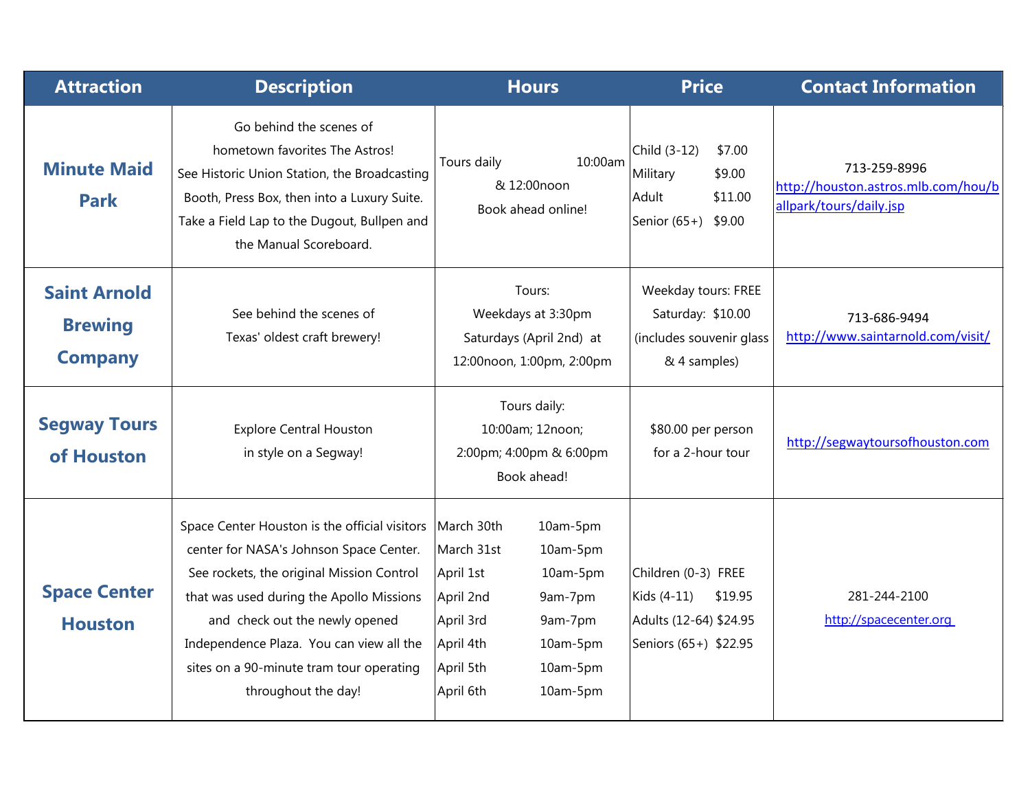| Attraction | Description | Hours | Price | Contact Information |
|---|---|---|---|---|
| **Minute Maid Park** | Go behind the scenes of hometown favorites The Astros! See Historic Union Station, the Broadcasting Booth, Press Box, then into a Luxury Suite. Take a Field Lap to the Dugout, Bullpen and the Manual Scoreboard. | Tours daily 10:00am & 12:00noon<br>Book ahead online! | Child (3-12) $7.00<br>Military $9.00<br>Adult $11.00<br>Senior (65+) $9.00 | 713-259-8996<br>http://houston.astros.mlb.com/hou/ballpark/tours/daily.jsp |
| **Saint Arnold Brewing Company** | See behind the scenes of Texas' oldest craft brewery! | Tours:<br>Weekdays at 3:30pm<br>Saturdays (April 2nd) at 12:00noon, 1:00pm, 2:00pm | Weekday tours: FREE<br>Saturday: $10.00 (includes souvenir glass & 4 samples) | 713-686-9494<br>http://www.saintarnold.com/visit/ |
| **Segway Tours of Houston** | Explore Central Houston in style on a Segway! | Tours daily:<br>10:00am; 12noon; 2:00pm; 4:00pm & 6:00pm<br>Book ahead! | $80.00 per person for a 2-hour tour | http://segwaytoursofhouston.com |
| **Space Center Houston** | Space Center Houston is the official visitors center for NASA's Johnson Space Center. See rockets, the original Mission Control that was used during the Apollo Missions and check out the newly opened Independence Plaza. You can view all the sites on a 90-minute tram tour operating throughout the day! | March 30th 10am-5pm<br>March 31st 10am-5pm<br>April 1st 10am-5pm<br>April 2nd 9am-7pm<br>April 3rd 9am-7pm<br>April 4th 10am-5pm<br>April 5th 10am-5pm<br>April 6th 10am-5pm | Children (0-3) FREE<br>Kids (4-11) $19.95<br>Adults (12-64) $24.95<br>Seniors (65+) $22.95 | 281-244-2100<br>http://spacecenter.org |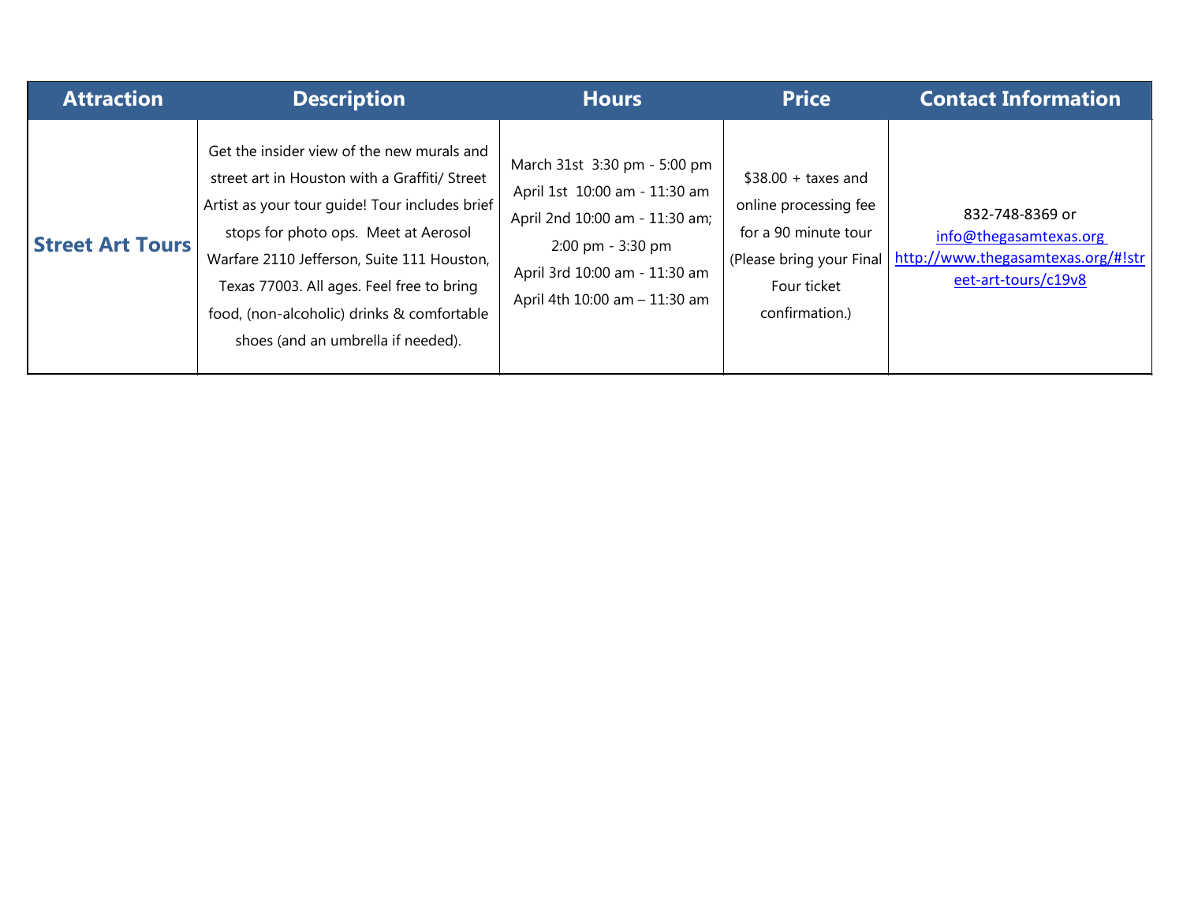| Attraction | Description | Hours | Price | Contact Information |
|---|---|---|---|---|
| **Street Art Tours** | Get the insider view of the new murals and street art in Houston with a Graffiti/ Street Artist as your tour guide! Tour includes brief stops for photo ops. Meet at Aerosol Warfare 2110 Jefferson, Suite 111 Houston, Texas 77003. All ages. Feel free to bring food, (non-alcoholic) drinks & comfortable shoes (and an umbrella if needed). | March 31st 3:30 pm - 5:00 pm<br>April 1st 10:00 am - 11:30 am<br>April 2nd 10:00 am - 11:30 am; 2:00 pm - 3:30 pm<br>April 3rd 10:00 am - 11:30 am<br>April 4th 10:00 am – 11:30 am | $38.00 + taxes and online processing fee for a 90 minute tour (Please bring your Final Four ticket confirmation.) | 832-748-8369 or<br>info@thegasamtexas.org<br>http://www.thegasamtexas.org/#!street-art-tours/c19v8 |